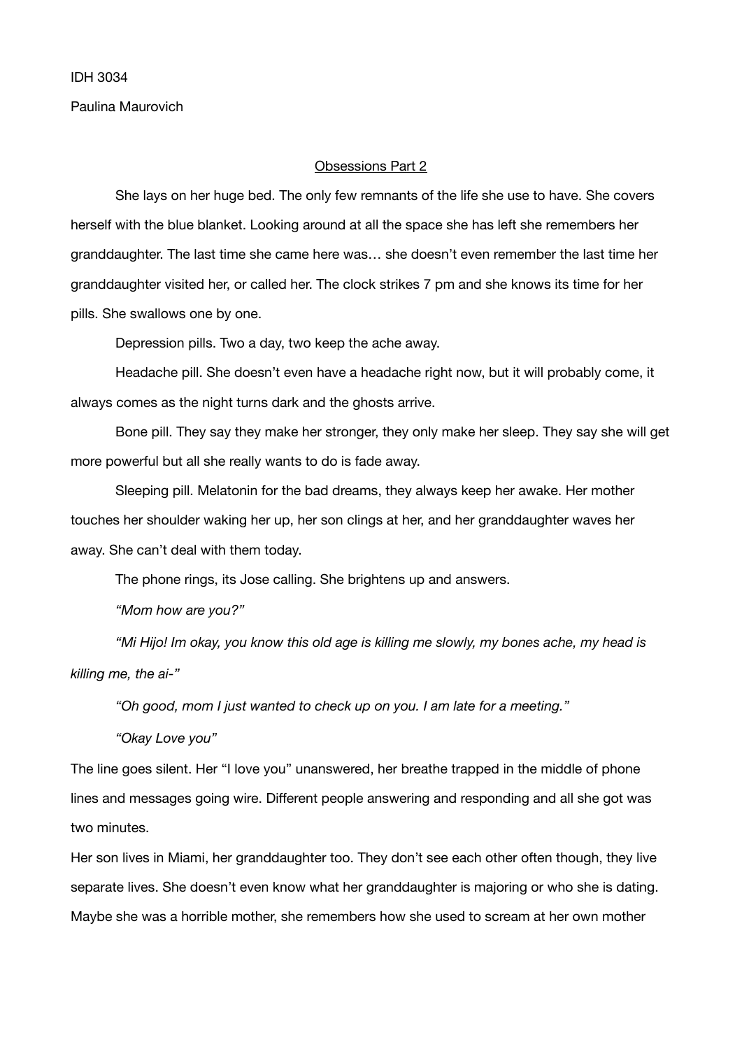IDH 3034

Paulina Maurovich

<u>Obsessions Part 2</u>

She lays on her huge bed. The only few remnants of the life she use to have. She covers herself with the blue blanket. Looking around at all the space she has left she remembers her granddaughter. The last time she came here was… she doesn't even remember the last time her granddaughter visited her, or called her. The clock strikes 7 pm and she knows its time for her pills. She swallows one by one.

Depression pills. Two a day, two keep the ache away.

Headache pill. She doesn't even have a headache right now, but it will probably come, it always comes as the night turns dark and the ghosts arrive.

Bone pill. They say they make her stronger, they only make her sleep. They say she will get more powerful but all she really wants to do is fade away.

Sleeping pill. Melatonin for the bad dreams, they always keep her awake. Her mother touches her shoulder waking her up, her son clings at her, and her granddaughter waves her away. She can't deal with them today.

The phone rings, its Jose calling. She brightens up and answers.

*"Mom how are you?"*

*"Mi Hijo! Im okay, you know this old age is killing me slowly, my bones ache, my head is killing me, the ai-"*

*"Oh good, mom I just wanted to check up on you. I am late for a meeting."*

*"Okay Love you"*

The line goes silent. Her "I love you" unanswered, her breathe trapped in the middle of phone lines and messages going wire. Different people answering and responding and all she got was two minutes.

Her son lives in Miami, her granddaughter too. They don't see each other often though, they live separate lives. She doesn't even know what her granddaughter is majoring or who she is dating. Maybe she was a horrible mother, she remembers how she used to scream at her own mother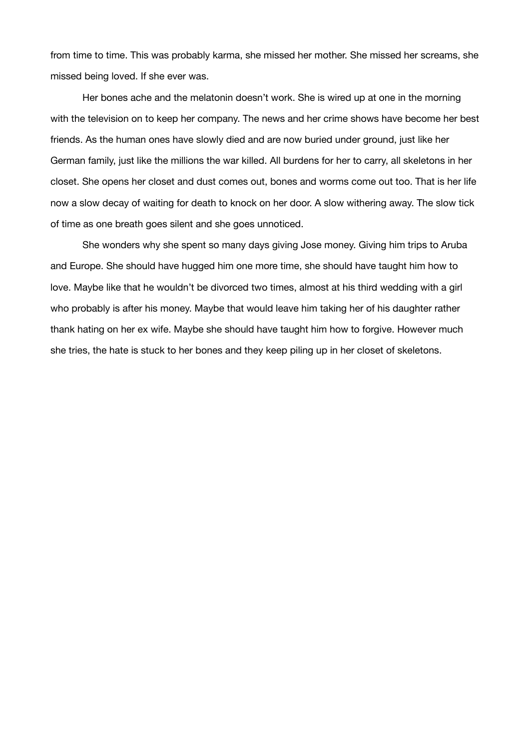from time to time. This was probably karma, she missed her mother. She missed her screams, she missed being loved. If she ever was.

Her bones ache and the melatonin doesn't work. She is wired up at one in the morning with the television on to keep her company. The news and her crime shows have become her best friends. As the human ones have slowly died and are now buried under ground, just like her German family, just like the millions the war killed. All burdens for her to carry, all skeletons in her closet. She opens her closet and dust comes out, bones and worms come out too. That is her life now a slow decay of waiting for death to knock on her door. A slow withering away. The slow tick of time as one breath goes silent and she goes unnoticed.

She wonders why she spent so many days giving Jose money. Giving him trips to Aruba and Europe. She should have hugged him one more time, she should have taught him how to love. Maybe like that he wouldn't be divorced two times, almost at his third wedding with a girl who probably is after his money. Maybe that would leave him taking her of his daughter rather thank hating on her ex wife. Maybe she should have taught him how to forgive. However much she tries, the hate is stuck to her bones and they keep piling up in her closet of skeletons.